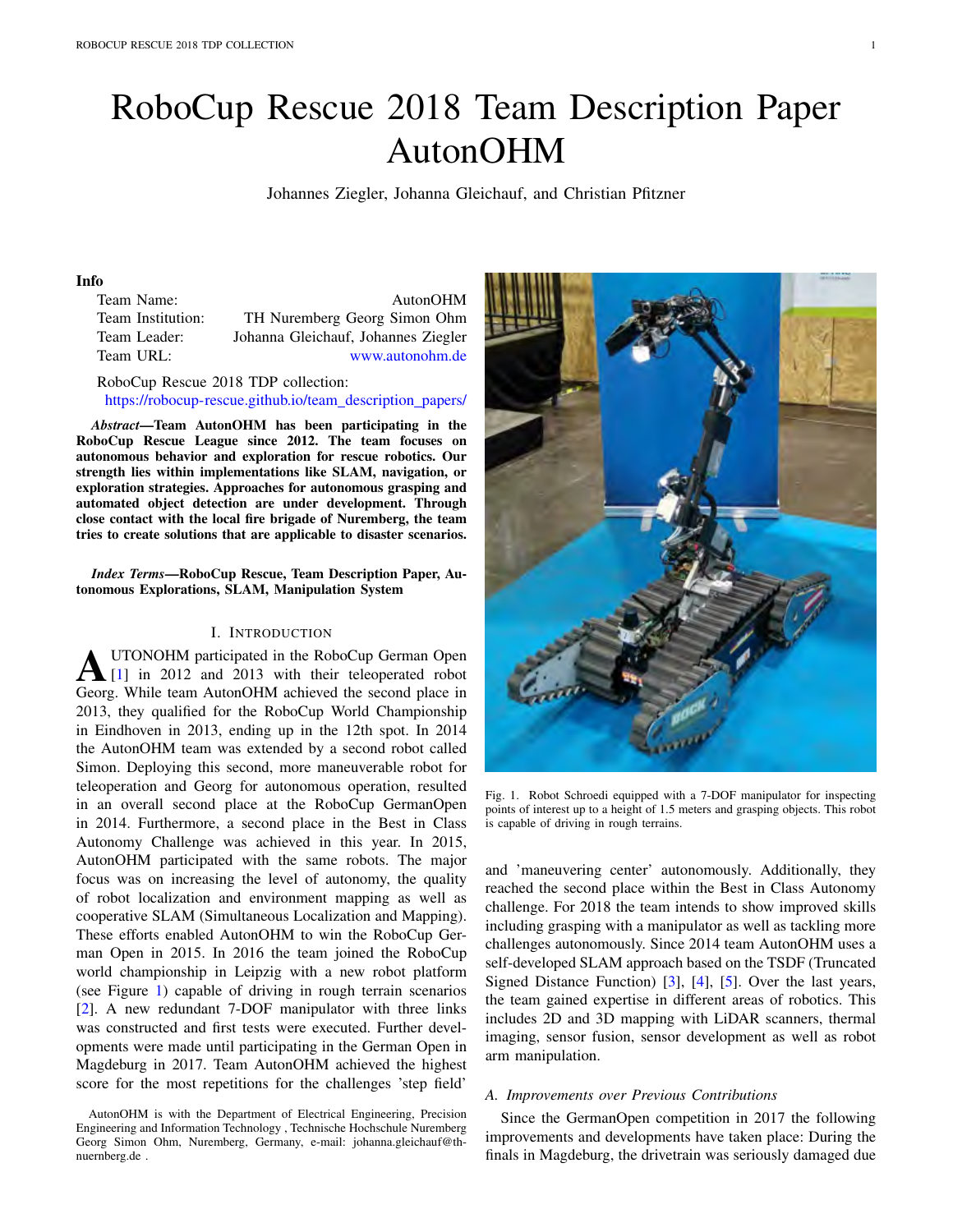# RoboCup Rescue 2018 Team Description Paper AutonOHM

Johannes Ziegler, Johanna Gleichauf, and Christian Pfitzner

### Info

| | |
|---|---|
| Team Name: | AutonOHM |
| Team Institution: | TH Nuremberg Georg Simon Ohm |
| Team Leader: | Johanna Gleichauf, Johannes Ziegler |
| Team URL: | www.autonohm.de |

RoboCup Rescue 2018 TDP collection:
https://robocup-rescue.github.io/team_description_papers/

***Abstract*—Team AutonOHM has been participating in the RoboCup Rescue League since 2012. The team focuses on autonomous behavior and exploration for rescue robotics. Our strength lies within implementations like SLAM, navigation, or exploration strategies. Approaches for autonomous grasping and automated object detection are under development. Through close contact with the local fire brigade of Nuremberg, the team tries to create solutions that are applicable to disaster scenarios.**

***Index Terms*—RoboCup Rescue, Team Description Paper, Autonomous Explorations, SLAM, Manipulation System**

## I. Introduction

AUTONOHM participated in the RoboCup German Open [1] in 2012 and 2013 with their teleoperated robot Georg. While team AutonOHM achieved the second place in 2013, they qualified for the RoboCup World Championship in Eindhoven in 2013, ending up in the 12th spot. In 2014 the AutonOHM team was extended by a second robot called Simon. Deploying this second, more maneuverable robot for teleoperation and Georg for autonomous operation, resulted in an overall second place at the RoboCup GermanOpen in 2014. Furthermore, a second place in the Best in Class Autonomy Challenge was achieved in this year. In 2015, AutonOHM participated with the same robots. The major focus was on increasing the level of autonomy, the quality of robot localization and environment mapping as well as cooperative SLAM (Simultaneous Localization and Mapping). These efforts enabled AutonOHM to win the RoboCup German Open in 2015. In 2016 the team joined the RoboCup world championship in Leipzig with a new robot platform (see Figure 1) capable of driving in rough terrain scenarios [2]. A new redundant 7-DOF manipulator with three links was constructed and first tests were executed. Further developments were made until participating in the German Open in Magdeburg in 2017. Team AutonOHM achieved the highest score for the most repetitions for the challenges 'step field' and 'maneuvering center' autonomously. Additionally, they reached the second place within the Best in Class Autonomy challenge. For 2018 the team intends to show improved skills including grasping with a manipulator as well as tackling more challenges autonomously. Since 2014 team AutonOHM uses a self-developed SLAM approach based on the TSDF (Truncated Signed Distance Function) [3], [4], [5]. Over the last years, the team gained expertise in different areas of robotics. This includes 2D and 3D mapping with LiDAR scanners, thermal imaging, sensor fusion, sensor development as well as robot arm manipulation.

Fig. 1. Robot Schroedi equipped with a 7-DOF manipulator for inspecting points of interest up to a height of 1.5 meters and grasping objects. This robot is capable of driving in rough terrains.

### A. Improvements over Previous Contributions

Since the GermanOpen competition in 2017 the following improvements and developments have taken place: During the finals in Magdeburg, the drivetrain was seriously damaged due

AutonOHM is with the Department of Electrical Engineering, Precision Engineering and Information Technology , Technische Hochschule Nuremberg Georg Simon Ohm, Nuremberg, Germany, e-mail: johanna.gleichauf@th-nuernberg.de .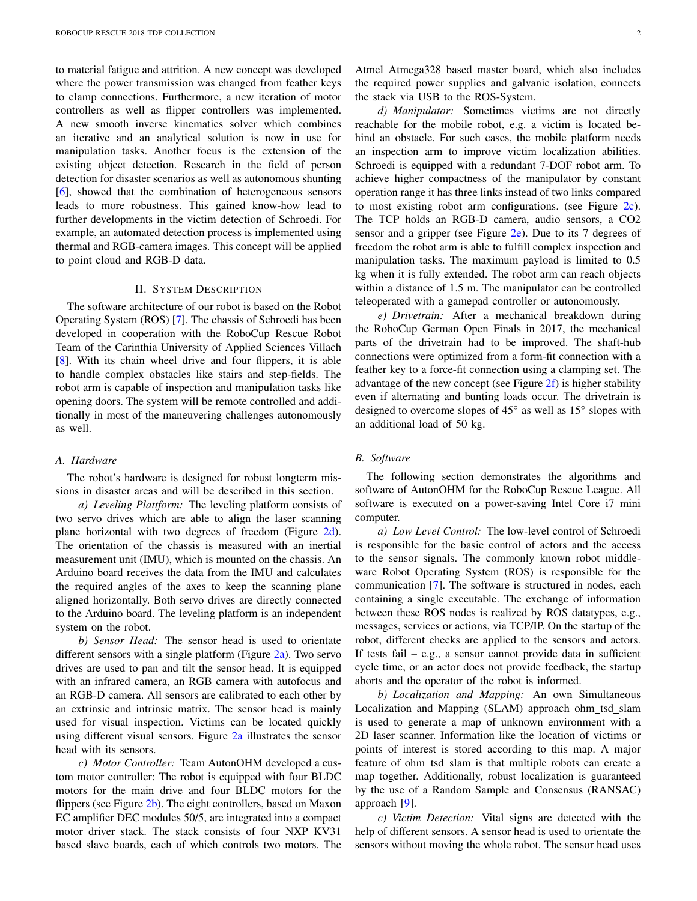to material fatigue and attrition. A new concept was developed where the power transmission was changed from feather keys to clamp connections. Furthermore, a new iteration of motor controllers as well as flipper controllers was implemented. A new smooth inverse kinematics solver which combines an iterative and an analytical solution is now in use for manipulation tasks. Another focus is the extension of the existing object detection. Research in the field of person detection for disaster scenarios as well as autonomous shunting [6], showed that the combination of heterogeneous sensors leads to more robustness. This gained know-how lead to further developments in the victim detection of Schroedi. For example, an automated detection process is implemented using thermal and RGB-camera images. This concept will be applied to point cloud and RGB-D data.

## II. System Description

The software architecture of our robot is based on the Robot Operating System (ROS) [7]. The chassis of Schroedi has been developed in cooperation with the RoboCup Rescue Robot Team of the Carinthia University of Applied Sciences Villach [8]. With its chain wheel drive and four flippers, it is able to handle complex obstacles like stairs and step-fields. The robot arm is capable of inspection and manipulation tasks like opening doors. The system will be remote controlled and additionally in most of the maneuvering challenges autonomously as well.

### A. Hardware

The robot's hardware is designed for robust longterm missions in disaster areas and will be described in this section.

*a) Leveling Plattform:* The leveling platform consists of two servo drives which are able to align the laser scanning plane horizontal with two degrees of freedom (Figure 2d). The orientation of the chassis is measured with an inertial measurement unit (IMU), which is mounted on the chassis. An Arduino board receives the data from the IMU and calculates the required angles of the axes to keep the scanning plane aligned horizontally. Both servo drives are directly connected to the Arduino board. The leveling platform is an independent system on the robot.

*b) Sensor Head:* The sensor head is used to orientate different sensors with a single platform (Figure 2a). Two servo drives are used to pan and tilt the sensor head. It is equipped with an infrared camera, an RGB camera with autofocus and an RGB-D camera. All sensors are calibrated to each other by an extrinsic and intrinsic matrix. The sensor head is mainly used for visual inspection. Victims can be located quickly using different visual sensors. Figure 2a illustrates the sensor head with its sensors.

*c) Motor Controller:* Team AutonOHM developed a custom motor controller: The robot is equipped with four BLDC motors for the main drive and four BLDC motors for the flippers (see Figure 2b). The eight controllers, based on Maxon EC amplifier DEC modules 50/5, are integrated into a compact motor driver stack. The stack consists of four NXP KV31 based slave boards, each of which controls two motors. The Atmel Atmega328 based master board, which also includes the required power supplies and galvanic isolation, connects the stack via USB to the ROS-System.

*d) Manipulator:* Sometimes victims are not directly reachable for the mobile robot, e.g. a victim is located behind an obstacle. For such cases, the mobile platform needs an inspection arm to improve victim localization abilities. Schroedi is equipped with a redundant 7-DOF robot arm. To achieve higher compactness of the manipulator by constant operation range it has three links instead of two links compared to most existing robot arm configurations. (see Figure 2c). The TCP holds an RGB-D camera, audio sensors, a $CO_2$ sensor and a gripper (see Figure 2e). Due to its 7 degrees of freedom the robot arm is able to fulfill complex inspection and manipulation tasks. The maximum payload is limited to 0.5 kg when it is fully extended. The robot arm can reach objects within a distance of 1.5 m. The manipulator can be controlled teleoperated with a gamepad controller or autonomously.

*e) Drivetrain:* After a mechanical breakdown during the RoboCup German Open Finals in 2017, the mechanical parts of the drivetrain had to be improved. The shaft-hub connections were optimized from a form-fit connection with a feather key to a force-fit connection using a clamping set. The advantage of the new concept (see Figure 2f) is higher stability even if alternating and bunting loads occur. The drivetrain is designed to overcome slopes of $45^\circ$ as well as $15^\circ$ slopes with an additional load of 50 kg.

### B. Software

The following section demonstrates the algorithms and software of AutonOHM for the RoboCup Rescue League. All software is executed on a power-saving Intel Core i7 mini computer.

*a) Low Level Control:* The low-level control of Schroedi is responsible for the basic control of actors and the access to the sensor signals. The commonly known robot middleware Robot Operating System (ROS) is responsible for the communication [7]. The software is structured in nodes, each containing a single executable. The exchange of information between these ROS nodes is realized by ROS datatypes, e.g., messages, services or actions, via TCP/IP. On the startup of the robot, different checks are applied to the sensors and actors. If tests fail – e.g., a sensor cannot provide data in sufficient cycle time, or an actor does not provide feedback, the startup aborts and the operator of the robot is informed.

*b) Localization and Mapping:* An own Simultaneous Localization and Mapping (SLAM) approach ohm_tsd_slam is used to generate a map of unknown environment with a 2D laser scanner. Information like the location of victims or points of interest is stored according to this map. A major feature of ohm_tsd_slam is that multiple robots can create a map together. Additionally, robust localization is guaranteed by the use of a Random Sample and Consensus (RANSAC) approach [9].

*c) Victim Detection:* Vital signs are detected with the help of different sensors. A sensor head is used to orientate the sensors without moving the whole robot. The sensor head uses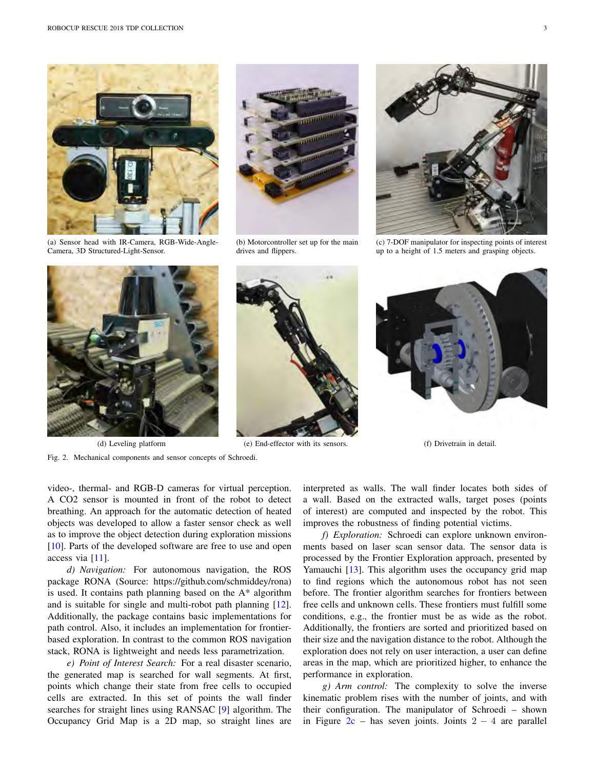(a) Sensor head with IR-Camera, RGB-Wide-Angle-Camera, 3D Structured-Light-Sensor.

(b) Motorcontroller set up for the main drives and flippers.

(c) 7-DOF manipulator for inspecting points of interest up to a height of 1.5 meters and grasping objects.

(d) Leveling platform

(e) End-effector with its sensors.

(f) Drivetrain in detail.

Fig. 2. Mechanical components and sensor concepts of Schroedi.

video-, thermal- and RGB-D cameras for virtual perception. A CO2 sensor is mounted in front of the robot to detect breathing. An approach for the automatic detection of heated objects was developed to allow a faster sensor check as well as to improve the object detection during exploration missions [10]. Parts of the developed software are free to use and open access via [11].

*d) Navigation:* For autonomous navigation, the ROS package RONA (Source: https://github.com/schmiddey/rona) is used. It contains path planning based on the A* algorithm and is suitable for single and multi-robot path planning [12]. Additionally, the package contains basic implementations for path control. Also, it includes an implementation for frontier-based exploration. In contrast to the common ROS navigation stack, RONA is lightweight and needs less parametrization.

*e) Point of Interest Search:* For a real disaster scenario, the generated map is searched for wall segments. At first, points which change their state from free cells to occupied cells are extracted. In this set of points the wall finder searches for straight lines using RANSAC [9] algorithm. The Occupancy Grid Map is a 2D map, so straight lines are interpreted as walls. The wall finder locates both sides of a wall. Based on the extracted walls, target poses (points of interest) are computed and inspected by the robot. This improves the robustness of finding potential victims.

*f) Exploration:* Schroedi can explore unknown environments based on laser scan sensor data. The sensor data is processed by the Frontier Exploration approach, presented by Yamauchi [13]. This algorithm uses the occupancy grid map to find regions which the autonomous robot has not seen before. The frontier algorithm searches for frontiers between free cells and unknown cells. These frontiers must fulfill some conditions, e.g., the frontier must be as wide as the robot. Additionally, the frontiers are sorted and prioritized based on their size and the navigation distance to the robot. Although the exploration does not rely on user interaction, a user can define areas in the map, which are prioritized higher, to enhance the performance in exploration.

*g) Arm control:* The complexity to solve the inverse kinematic problem rises with the number of joints, and with their configuration. The manipulator of Schroedi – shown in Figure 2c – has seven joints. Joints 2 – 4 are parallel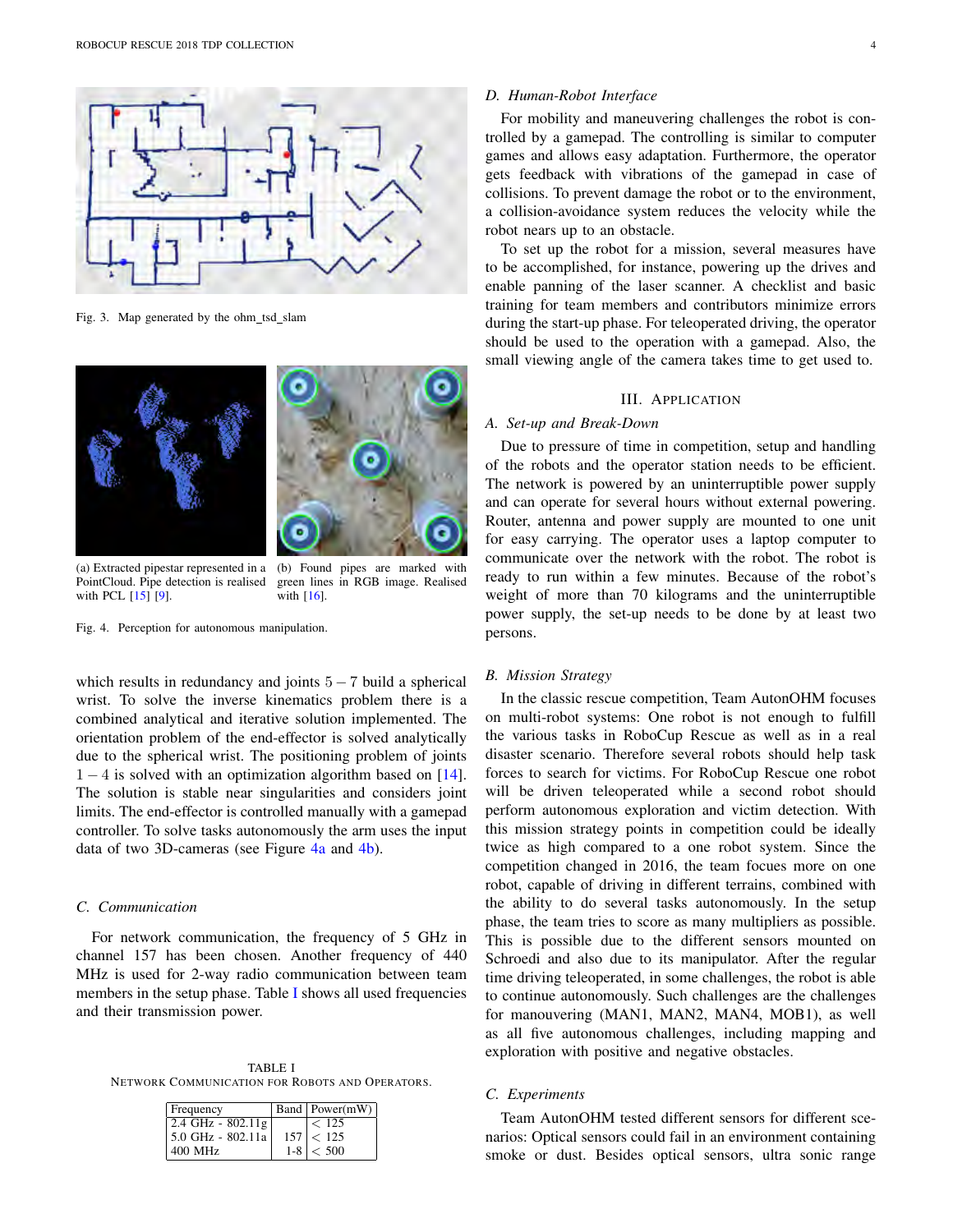Fig. 3. Map generated by the ohm_tsd_slam

(a) Extracted pipestar represented in a PointCloud. Pipe detection is realised with PCL [15] [9].

(b) Found pipes are marked with green lines in RGB image. Realised with [16].

Fig. 4. Perception for autonomous manipulation.

which results in redundancy and joints $5-7$ build a spherical wrist. To solve the inverse kinematics problem there is a combined analytical and iterative solution implemented. The orientation problem of the end-effector is solved analytically due to the spherical wrist. The positioning problem of joints $1-4$ is solved with an optimization algorithm based on [14]. The solution is stable near singularities and considers joint limits. The end-effector is controlled manually with a gamepad controller. To solve tasks autonomously the arm uses the input data of two 3D-cameras (see Figure 4a and 4b).

### C. Communication

For network communication, the frequency of 5 GHz in channel 157 has been chosen. Another frequency of 440 MHz is used for 2-way radio communication between team members in the setup phase. Table I shows all used frequencies and their transmission power.

TABLE I
NETWORK COMMUNICATION FOR ROBOTS AND OPERATORS.

| Frequency | Band | Power(mW) |
|---|---|---|
| 2.4 GHz - 802.11g | | < 125 |
| 5.0 GHz - 802.11a | 157 | < 125 |
| 400 MHz | 1-8 | < 500 |

### D. Human-Robot Interface

For mobility and maneuvering challenges the robot is controlled by a gamepad. The controlling is similar to computer games and allows easy adaptation. Furthermore, the operator gets feedback with vibrations of the gamepad in case of collisions. To prevent damage the robot or to the environment, a collision-avoidance system reduces the velocity while the robot nears up to an obstacle.

To set up the robot for a mission, several measures have to be accomplished, for instance, powering up the drives and enable panning of the laser scanner. A checklist and basic training for team members and contributors minimize errors during the start-up phase. For teleoperated driving, the operator should be used to the operation with a gamepad. Also, the small viewing angle of the camera takes time to get used to.

## III. Application

### A. Set-up and Break-Down

Due to pressure of time in competition, setup and handling of the robots and the operator station needs to be efficient. The network is powered by an uninterruptible power supply and can operate for several hours without external powering. Router, antenna and power supply are mounted to one unit for easy carrying. The operator uses a laptop computer to communicate over the network with the robot. The robot is ready to run within a few minutes. Because of the robot's weight of more than 70 kilograms and the uninterruptible power supply, the set-up needs to be done by at least two persons.

### B. Mission Strategy

In the classic rescue competition, Team AutonOHM focuses on multi-robot systems: One robot is not enough to fulfill the various tasks in RoboCup Rescue as well as in a real disaster scenario. Therefore several robots should help task forces to search for victims. For RoboCup Rescue one robot will be driven teleoperated while a second robot should perform autonomous exploration and victim detection. With this mission strategy points in competition could be ideally twice as high compared to a one robot system. Since the competition changed in 2016, the team focuses more on one robot, capable of driving in different terrains, combined with the ability to do several tasks autonomously. In the setup phase, the team tries to score as many multipliers as possible. This is possible due to the different sensors mounted on Schroedi and also due to its manipulator. After the regular time driving teleoperated, in some challenges, the robot is able to continue autonomously. Such challenges are the challenges for manouvering (MAN1, MAN2, MAN4, MOB1), as well as all five autonomous challenges, including mapping and exploration with positive and negative obstacles.

### C. Experiments

Team AutonOHM tested different sensors for different scenarios: Optical sensors could fail in an environment containing smoke or dust. Besides optical sensors, ultra sonic range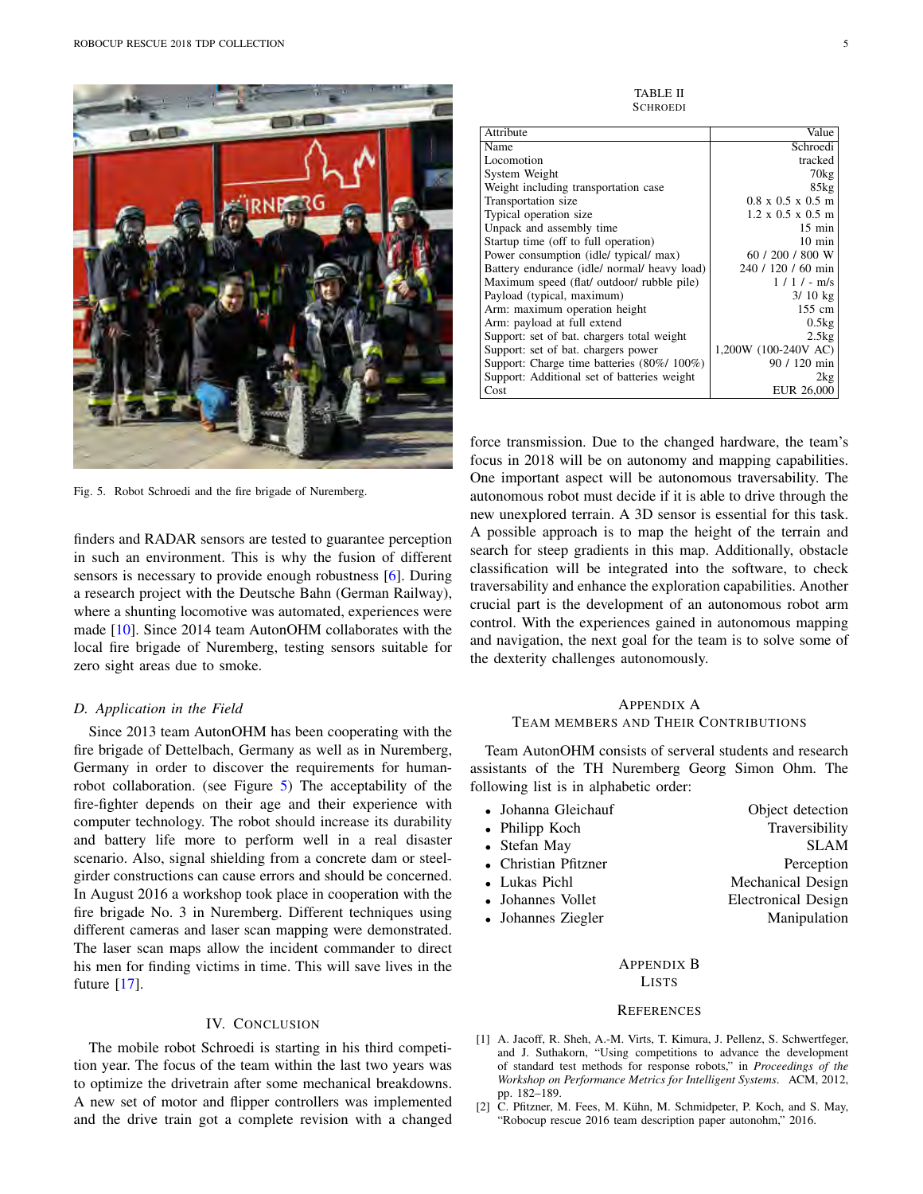Fig. 5. Robot Schroedi and the fire brigade of Nuremberg.

finders and RADAR sensors are tested to guarantee perception in such an environment. This is why the fusion of different sensors is necessary to provide enough robustness [6]. During a research project with the Deutsche Bahn (German Railway), where a shunting locomotive was automated, experiences were made [10]. Since 2014 team AutonOHM collaborates with the local fire brigade of Nuremberg, testing sensors suitable for zero sight areas due to smoke.

### *D. Application in the Field*

Since 2013 team AutonOHM has been cooperating with the fire brigade of Dettelbach, Germany as well as in Nuremberg, Germany in order to discover the requirements for human-robot collaboration. (see Figure 5) The acceptability of the fire-fighter depends on their age and their experience with computer technology. The robot should increase its durability and battery life more to perform well in a real disaster scenario. Also, signal shielding from a concrete dam or steel-girder constructions can cause errors and should be concerned. In August 2016 a workshop took place in cooperation with the fire brigade No. 3 in Nuremberg. Different techniques using different cameras and laser scan mapping were demonstrated. The laser scan maps allow the incident commander to direct his men for finding victims in time. This will save lives in the future [17].

## IV. Conclusion

The mobile robot Schroedi is starting in his third competition year. The focus of the team within the last two years was to optimize the drivetrain after some mechanical breakdowns. A new set of motor and flipper controllers was implemented and the drive train got a complete revision with a changed force transmission. Due to the changed hardware, the team's focus in 2018 will be on autonomy and mapping capabilities. One important aspect will be autonomous traversability. The autonomous robot must decide if it is able to drive through the new unexplored terrain. A 3D sensor is essential for this task. A possible approach is to map the height of the terrain and search for steep gradients in this map. Additionally, obstacle classification will be integrated into the software, to check traversability and enhance the exploration capabilities. Another crucial part is the development of an autonomous robot arm control. With the experiences gained in autonomous mapping and navigation, the next goal for the team is to solve some of the dexterity challenges autonomously.

TABLE II
Schroedi

| Attribute | Value |
|---|---:|
| Name | Schroedi |
| Locomotion | tracked |
| System Weight | 70kg |
| Weight including transportation case | 85kg |
| Transportation size | 0.8 x 0.5 x 0.5 m |
| Typical operation size | 1.2 x 0.5 x 0.5 m |
| Unpack and assembly time | 15 min |
| Startup time (off to full operation) | 10 min |
| Power consumption (idle/ typical/ max) | 60 / 200 / 800 W |
| Battery endurance (idle/ normal/ heavy load) | 240 / 120 / 60 min |
| Maximum speed (flat/ outdoor/ rubble pile) | 1 / 1 / - m/s |
| Payload (typical, maximum) | 3/ 10 kg |
| Arm: maximum operation height | 155 cm |
| Arm: payload at full extend | 0.5kg |
| Support: set of bat. chargers total weight | 2.5kg |
| Support: set of bat. chargers power | 1,200W (100-240V AC) |
| Support: Charge time batteries (80%/ 100%) | 90 / 120 min |
| Support: Additional set of batteries weight | 2kg |
| Cost | EUR 26,000 |

## Appendix A
## Team members and Their Contributions

Team AutonOHM consists of serveral students and research assistants of the TH Nuremberg Georg Simon Ohm. The following list is in alphabetic order:

- Johanna Gleichauf — Object detection
- Philipp Koch — Traversibility
- Stefan May — SLAM
- Christian Pfitzner — Perception
- Lukas Pichl — Mechanical Design
- Johannes Vollet — Electronical Design
- Johannes Ziegler — Manipulation

## Appendix B
## Lists

## References

[1] A. Jacoff, R. Sheh, A.-M. Virts, T. Kimura, J. Pellenz, S. Schwertfeger, and J. Suthakorn, "Using competitions to advance the development of standard test methods for response robots," in *Proceedings of the Workshop on Performance Metrics for Intelligent Systems*. ACM, 2012, pp. 182–189.

[2] C. Pfitzner, M. Fees, M. Kühn, M. Schmidpeter, P. Koch, and S. May, "Robocup rescue 2016 team description paper autonohm," 2016.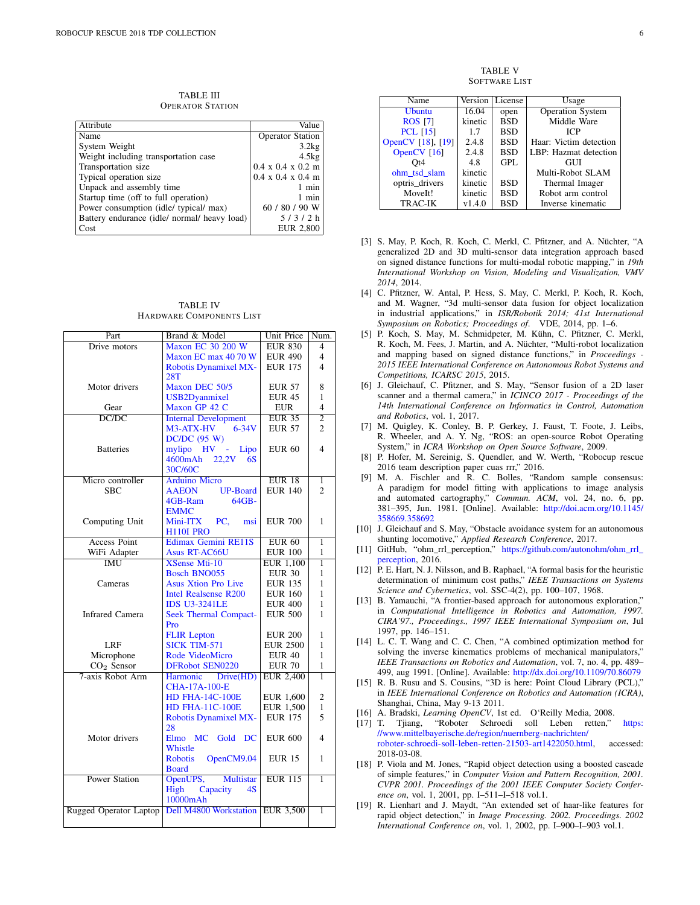TABLE III
OPERATOR STATION

| Attribute | Value |
|---|---|
| Name | Operator Station |
| System Weight | 3.2kg |
| Weight including transportation case | 4.5kg |
| Transportation size | 0.4 x 0.4 x 0.2 m |
| Typical operation size | 0.4 x 0.4 x 0.4 m |
| Unpack and assembly time | 1 min |
| Startup time (off to full operation) | 1 min |
| Power consumption (idle/ typical/ max) | 60 / 80 / 90 W |
| Battery endurance (idle/ normal/ heavy load) | 5 / 3 / 2 h |
| Cost | EUR 2,800 |

TABLE IV
HARDWARE COMPONENTS LIST

| Part | Brand & Model | Unit Price | Num. |
|---|---|---|---|
| Drive motors | Maxon EC 30 200 W | EUR 830 | 4 |
| | Maxon EC max 40 70 W | EUR 490 | 4 |
| | Robotis Dynamixel MX-28T | EUR 175 | 4 |
| Motor drivers | Maxon DEC 50/5 | EUR 57 | 8 |
| | USB2Dyanmixel | EUR 45 | 1 |
| Gear | Maxon GP 42 C | EUR | 4 |
| DC/DC | Internal Development | EUR 35 | 2 |
| | M3-ATX-HV 6-34V DC/DC (95 W) | EUR 57 | 2 |
| Batteries | mylipo HV - Lipo 4600mAh 22,2V 6S 30C/60C | EUR 60 | 4 |
| Micro controller | Arduino Micro | EUR 18 | 1 |
| SBC | AAEON UP-Board 4GB-Ram 64GB-EMMC | EUR 140 | 2 |
| Computing Unit | Mini-ITX PC, msi H110I PRO | EUR 700 | 1 |
| Access Point | Edimax Gemini RE11S | EUR 60 | 1 |
| WiFi Adapter | Asus RT-AC66U | EUR 100 | 1 |
| IMU | XSense Mti-10 | EUR 1,100 | 1 |
| | Bosch BNO055 | EUR 30 | 1 |
| Cameras | Asus Xtion Pro Live | EUR 135 | 1 |
| | Intel Realsense R200 | EUR 160 | 1 |
| | IDS U3-3241LE | EUR 400 | 1 |
| Infrared Camera | Seek Thermal Compact-Pro | EUR 500 | 1 |
| | FLIR Lepton | EUR 200 | 1 |
| LRF | SICK TIM-571 | EUR 2500 | 1 |
| Microphone | Rode VideoMicro | EUR 40 | 1 |
| $CO_2$ Sensor | DFRobot SEN0220 | EUR 70 | 1 |
| 7-axis Robot Arm | Harmonic Drive(HD) CHA-17A-100-E | EUR 2,400 | 1 |
| | HD FHA-14C-100E | EUR 1,600 | 2 |
| | HD FHA-11C-100E | EUR 1,500 | 1 |
| | Robotis Dynamixel MX-28 | EUR 175 | 5 |
| Motor drivers | Elmo MC Gold DC Whistle | EUR 600 | 4 |
| | Robotis OpenCM9.04 Board | EUR 15 | 1 |
| Power Station | OpenUPS, Multistar High Capacity 4S 10000mAh | EUR 115 | 1 |
| Rugged Operator Laptop | Dell M4800 Workstation | EUR 3,500 | 1 |

TABLE V
SOFTWARE LIST

| Name | Version | License | Usage |
|---|---|---|---|
| Ubuntu | 16.04 | open | Operation System |
| ROS [7] | kinetic | BSD | Middle Ware |
| PCL [15] | 1.7 | BSD | ICP |
| OpenCV [18], [19] | 2.4.8 | BSD | Haar: Victim detection |
| OpenCV [16] | 2.4.8 | BSD | LBP: Hazmat detection |
| Qt4 | 4.8 | GPL | GUI |
| ohm_tsd_slam | kinetic | | Multi-Robot SLAM |
| optris_drivers | kinetic | BSD | Thermal Imager |
| MoveIt! | kinetic | BSD | Robot arm control |
| TRAC-IK | v1.4.0 | BSD | Inverse kinematic |

[3] S. May, P. Koch, R. Koch, C. Merkl, C. Pfitzner, and A. Nüchter, "A generalized 2D and 3D multi-sensor data integration approach based on signed distance functions for multi-modal robotic mapping," in *19th International Workshop on Vision, Modeling and Visualization, VMV 2014*, 2014.

[4] C. Pfitzner, W. Antal, P. Hess, S. May, C. Merkl, P. Koch, R. Koch, and M. Wagner, "3d multi-sensor data fusion for object localization in industrial applications," in *ISR/Robotik 2014; 41st International Symposium on Robotics; Proceedings of*. VDE, 2014, pp. 1–6.

[5] P. Koch, S. May, M. Schmidpeter, M. Kühn, C. Pfitzner, C. Merkl, R. Koch, M. Fees, J. Martin, and A. Nüchter, "Multi-robot localization and mapping based on signed distance functions," in *Proceedings - 2015 IEEE International Conference on Autonomous Robot Systems and Competitions, ICARSC 2015*, 2015.

[6] J. Gleichauf, C. Pfitzner, and S. May, "Sensor fusion of a 2D laser scanner and a thermal camera," in *ICINCO 2017 - Proceedings of the 14th International Conference on Informatics in Control, Automation and Robotics*, vol. 1, 2017.

[7] M. Quigley, K. Conley, B. P. Gerkey, J. Faust, T. Foote, J. Leibs, R. Wheeler, and A. Y. Ng, "ROS: an open-source Robot Operating System," in *ICRA Workshop on Open Source Software*, 2009.

[8] P. Hofer, M. Sereinig, S. Quendler, and W. Werth, "Robocup rescue 2016 team description paper cuas rrr," 2016.

[9] M. A. Fischler and R. C. Bolles, "Random sample consensus: A paradigm for model fitting with applications to image analysis and automated cartography," *Commun. ACM*, vol. 24, no. 6, pp. 381–395, Jun. 1981. [Online]. Available: http://doi.acm.org/10.1145/358669.358692

[10] J. Gleichauf and S. May, "Obstacle avoidance system for an autonomous shunting locomotive," *Applied Research Conference*, 2017.

[11] GitHub, "ohm_rrl_perception," https://github.com/autonohm/ohm_rrl_perception, 2016.

[12] P. E. Hart, N. J. Nilsson, and B. Raphael, "A formal basis for the heuristic determination of minimum cost paths," *IEEE Transactions on Systems Science and Cybernetics*, vol. SSC-4(2), pp. 100–107, 1968.

[13] B. Yamauchi, "A frontier-based approach for autonomous exploration," in *Computational Intelligence in Robotics and Automation, 1997. CIRA'97., Proceedings., 1997 IEEE International Symposium on*, Jul 1997, pp. 146–151.

[14] L. C. T. Wang and C. C. Chen, "A combined optimization method for solving the inverse kinematics problems of mechanical manipulators," *IEEE Transactions on Robotics and Automation*, vol. 7, no. 4, pp. 489–499, aug 1991. [Online]. Available: http://dx.doi.org/10.1109/70.86079

[15] R. B. Rusu and S. Cousins, "3D is here: Point Cloud Library (PCL)," in *IEEE International Conference on Robotics and Automation (ICRA)*, Shanghai, China, May 9-13 2011.

[16] A. Bradski, *Learning OpenCV*, 1st ed. O'Reilly Media, 2008.

[17] T. Tjiang, "Roboter Schroedi soll Leben retten," https://www.mittelbayerische.de/region/nuernberg-nachrichten/roboter-schroedi-soll-leben-retten-21503-art1422050.html, accessed: 2018-03-08.

[18] P. Viola and M. Jones, "Rapid object detection using a boosted cascade of simple features," in *Computer Vision and Pattern Recognition, 2001. CVPR 2001. Proceedings of the 2001 IEEE Computer Society Conference on*, vol. 1, 2001, pp. I–511–I–518 vol.1.

[19] R. Lienhart and J. Maydt, "An extended set of haar-like features for rapid object detection," in *Image Processing. 2002. Proceedings. 2002 International Conference on*, vol. 1, 2002, pp. I–900–I–903 vol.1.